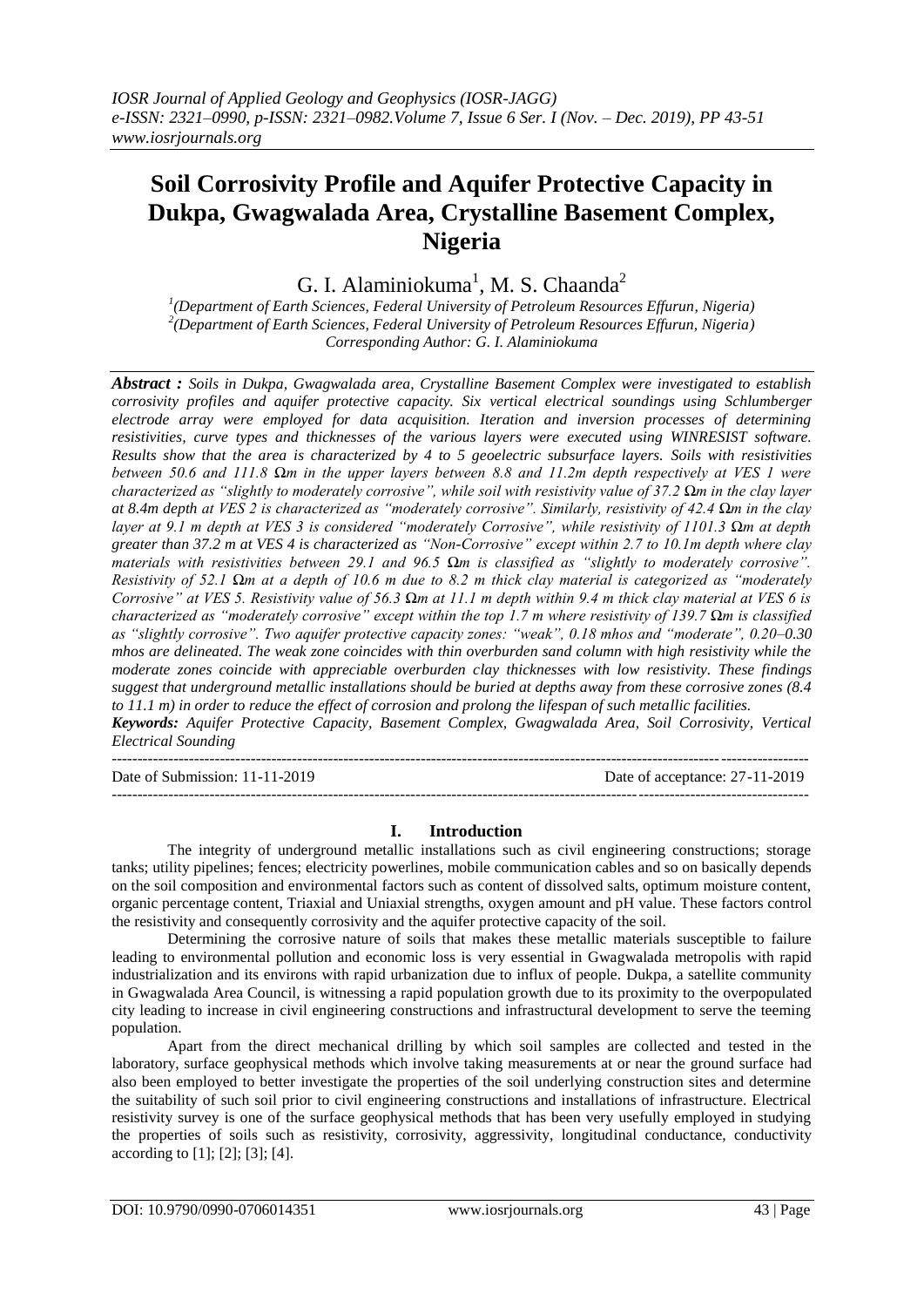# Soil Corrosivity Profile and Aquifer Protective Capacity in Dukpa, Gwagwalada Area, Crystalline Basement Complex, Nigeria

G. I. Alaminiokuma[1], M. S. Chaanda[2]

[1](Department of Earth Sciences, Federal University of Petroleum Resources Effurun, Nigeria)
[2](Department of Earth Sciences, Federal University of Petroleum Resources Effurun, Nigeria)
Corresponding Author: G. I. Alaminiokuma

***Abstract :*** *Soils in Dukpa, Gwagwalada area, Crystalline Basement Complex were investigated to establish corrosivity profiles and aquifer protective capacity. Six vertical electrical soundings using Schlumberger electrode array were employed for data acquisition. Iteration and inversion processes of determining resistivities, curve types and thicknesses of the various layers were executed using WINRESIST software. Results show that the area is characterized by 4 to 5 geoelectric subsurface layers. Soils with resistivities between 50.6 and 111.8 Ωm in the upper layers between 8.8 and 11.2m depth respectively at VES 1 were characterized as "slightly to moderately corrosive", while soil with resistivity value of 37.2 Ωm in the clay layer at 8.4m depth at VES 2 is characterized as "moderately corrosive". Similarly, resistivity of 42.4 Ωm in the clay layer at 9.1 m depth at VES 3 is considered "moderately Corrosive", while resistivity of 1101.3 Ωm at depth greater than 37.2 m at VES 4 is characterized as "Non-Corrosive" except within 2.7 to 10.1m depth where clay materials with resistivities between 29.1 and 96.5 Ωm is classified as "slightly to moderately corrosive". Resistivity of 52.1 Ωm at a depth of 10.6 m due to 8.2 m thick clay material is categorized as "moderately Corrosive" at VES 5. Resistivity value of 56.3 Ωm at 11.1 m depth within 9.4 m thick clay material at VES 6 is characterized as "moderately corrosive" except within the top 1.7 m where resistivity of 139.7 Ωm is classified as "slightly corrosive". Two aquifer protective capacity zones: "weak", 0.18 mhos and "moderate", 0.20–0.30 mhos are delineated. The weak zone coincides with thin overburden sand column with high resistivity while the moderate zones coincide with appreciable overburden clay thicknesses with low resistivity. These findings suggest that underground metallic installations should be buried at depths away from these corrosive zones (8.4 to 11.1 m) in order to reduce the effect of corrosion and prolong the lifespan of such metallic facilities.*

***Keywords:*** *Aquifer Protective Capacity, Basement Complex, Gwagwalada Area, Soil Corrosivity, Vertical Electrical Sounding*

---

Date of Submission: 11-11-2019 Date of acceptance: 27-11-2019

---

## I. Introduction

The integrity of underground metallic installations such as civil engineering constructions; storage tanks; utility pipelines; fences; electricity powerlines, mobile communication cables and so on basically depends on the soil composition and environmental factors such as content of dissolved salts, optimum moisture content, organic percentage content, Triaxial and Uniaxial strengths, oxygen amount and pH value. These factors control the resistivity and consequently corrosivity and the aquifer protective capacity of the soil.

Determining the corrosive nature of soils that makes these metallic materials susceptible to failure leading to environmental pollution and economic loss is very essential in Gwagwalada metropolis with rapid industrialization and its environs with rapid urbanization due to influx of people. Dukpa, a satellite community in Gwagwalada Area Council, is witnessing a rapid population growth due to its proximity to the overpopulated city leading to increase in civil engineering constructions and infrastructural development to serve the teeming population.

Apart from the direct mechanical drilling by which soil samples are collected and tested in the laboratory, surface geophysical methods which involve taking measurements at or near the ground surface had also been employed to better investigate the properties of the soil underlying construction sites and determine the suitability of such soil prior to civil engineering constructions and installations of infrastructure. Electrical resistivity survey is one of the surface geophysical methods that has been very usefully employed in studying the properties of soils such as resistivity, corrosivity, aggressivity, longitudinal conductance, conductivity according to [1]; [2]; [3]; [4].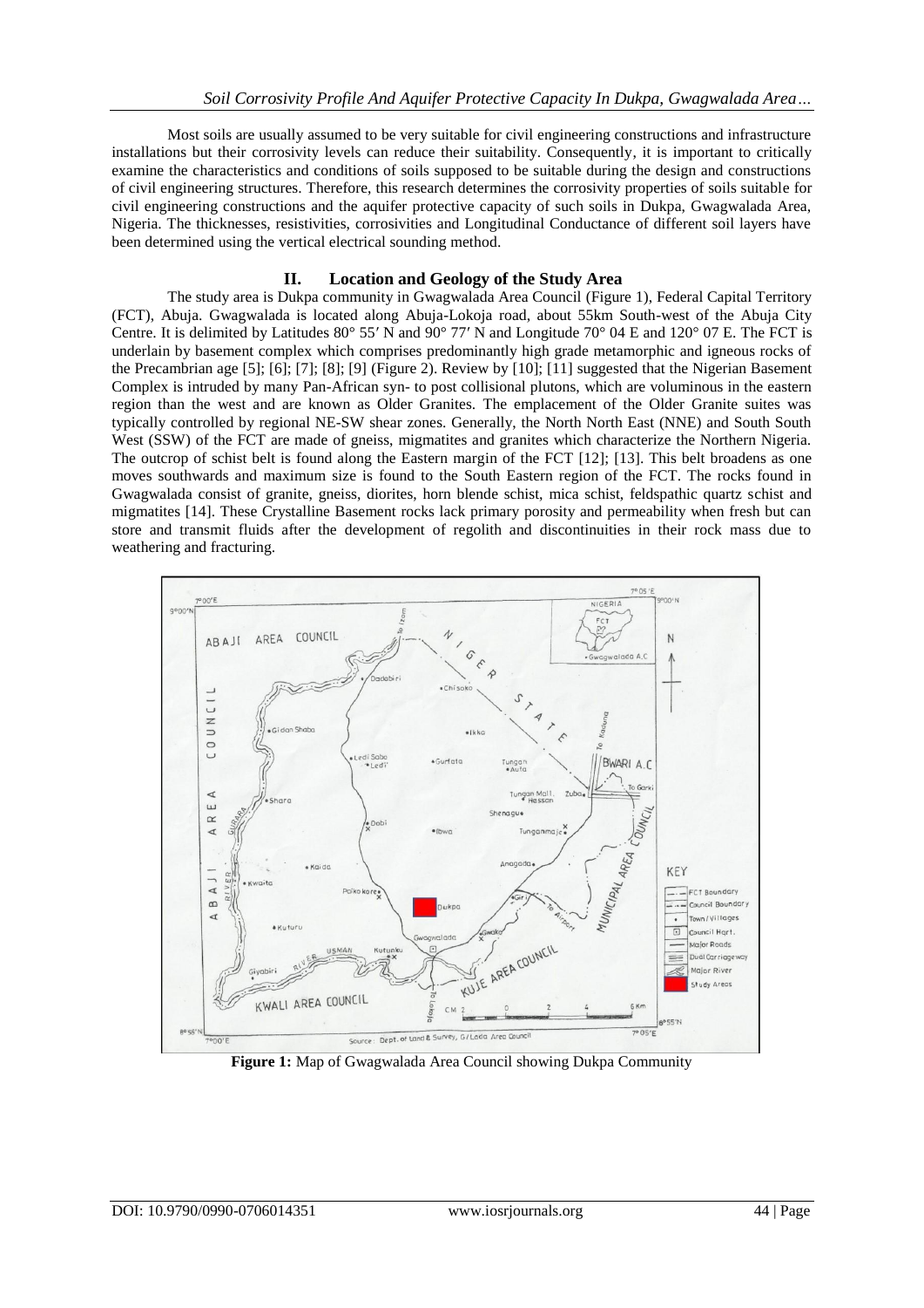Most soils are usually assumed to be very suitable for civil engineering constructions and infrastructure installations but their corrosivity levels can reduce their suitability. Consequently, it is important to critically examine the characteristics and conditions of soils supposed to be suitable during the design and constructions of civil engineering structures. Therefore, this research determines the corrosivity properties of soils suitable for civil engineering constructions and the aquifer protective capacity of such soils in Dukpa, Gwagwalada Area, Nigeria. The thicknesses, resistivities, corrosivities and Longitudinal Conductance of different soil layers have been determined using the vertical electrical sounding method.

## II. Location and Geology of the Study Area

The study area is Dukpa community in Gwagwalada Area Council (Figure 1), Federal Capital Territory (FCT), Abuja. Gwagwalada is located along Abuja-Lokoja road, about 55km South-west of the Abuja City Centre. It is delimited by Latitudes 80° 55′ N and 90° 77′ N and Longitude 70° 04 E and 120° 07 E. The FCT is underlain by basement complex which comprises predominantly high grade metamorphic and igneous rocks of the Precambrian age [5]; [6]; [7]; [8]; [9] (Figure 2). Review by [10]; [11] suggested that the Nigerian Basement Complex is intruded by many Pan-African syn- to post collisional plutons, which are voluminous in the eastern region than the west and are known as Older Granites. The emplacement of the Older Granite suites was typically controlled by regional NE-SW shear zones. Generally, the North North East (NNE) and South South West (SSW) of the FCT are made of gneiss, migmatites and granites which characterize the Northern Nigeria. The outcrop of schist belt is found along the Eastern margin of the FCT [12]; [13]. This belt broadens as one moves southwards and maximum size is found to the South Eastern region of the FCT. The rocks found in Gwagwalada consist of granite, gneiss, diorites, horn blende schist, mica schist, feldspathic quartz schist and migmatites [14]. These Crystalline Basement rocks lack primary porosity and permeability when fresh but can store and transmit fluids after the development of regolith and discontinuities in their rock mass due to weathering and fracturing.

**Figure 1:** Map of Gwagwalada Area Council showing Dukpa Community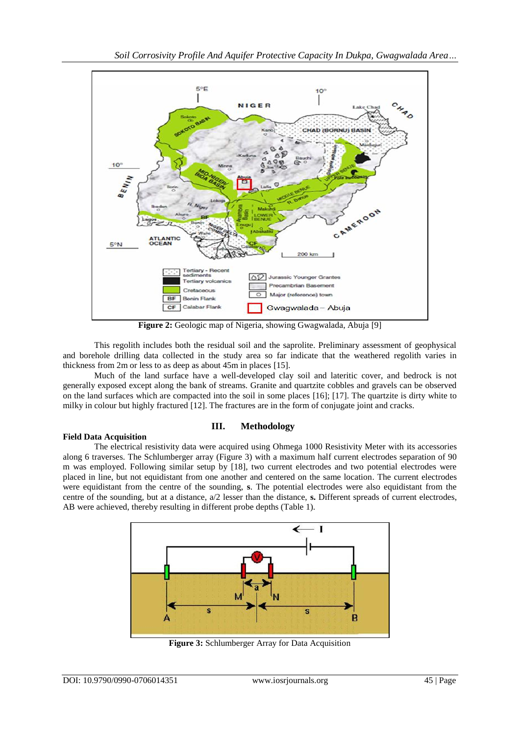**Figure 2:** Geologic map of Nigeria, showing Gwagwalada, Abuja [9]

This regolith includes both the residual soil and the saprolite. Preliminary assessment of geophysical and borehole drilling data collected in the study area so far indicate that the weathered regolith varies in thickness from 2m or less to as deep as about 45m in places [15].

Much of the land surface have a well-developed clay soil and lateritic cover, and bedrock is not generally exposed except along the bank of streams. Granite and quartzite cobbles and gravels can be observed on the land surfaces which are compacted into the soil in some places [16]; [17]. The quartzite is dirty white to milky in colour but highly fractured [12]. The fractures are in the form of conjugate joint and cracks.

## III. Methodology

**Field Data Acquisition**

The electrical resistivity data were acquired using Ohmega 1000 Resistivity Meter with its accessories along 6 traverses. The Schlumberger array (Figure 3) with a maximum half current electrodes separation of 90 m was employed. Following similar setup by [18], two current electrodes and two potential electrodes were placed in line, but not equidistant from one another and centered on the same location. The current electrodes were equidistant from the centre of the sounding, **s**. The potential electrodes were also equidistant from the centre of the sounding, but at a distance, a/2 lesser than the distance, **s.** Different spreads of current electrodes, AB were achieved, thereby resulting in different probe depths (Table 1).

**Figure 3:** Schlumberger Array for Data Acquisition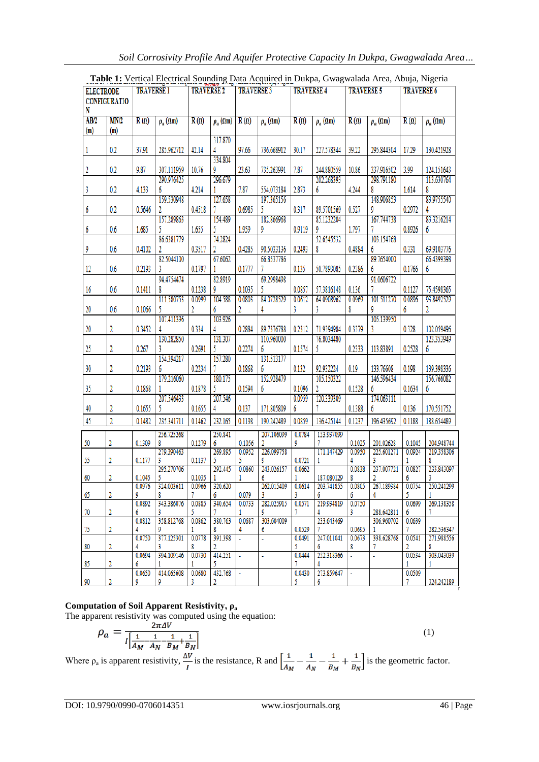**Table 1:** Vertical Electrical Sounding Data Acquired in Dukpa, Gwagwalada Area, Abuja, Nigeria

| ELECTRODE CONFIGURATION | | TRAVERSE 1 | | TRAVERSE 2 | | TRAVERSE 3 | | TRAVERSE 4 | | TRAVERSE 5 | | TRAVERSE 6 | |
|---|---|---|---|---|---|---|---|---|---|---|---|---|---|
| AB/2 (m) | MN/2 (m) | R (Ω) | $\rho_a$ (Ωm) | R (Ω) | $\rho_a$ (Ωm) | R (Ω) | $\rho_a$ (Ωm) | R (Ω) | $\rho_a$ (Ωm) | R (Ω) | $\rho_a$ (Ωm) | R (Ω) | $\rho_a$ (Ωm) |
| 1 | 0.2 | 37.91 | 285.962712 | 42.14 | 317.8704 | 97.66 | 736.668912 | 30.17 | 227.578344 | 39.22 | 295.844304 | 17.29 | 130.421928 |
| 2 | 0.2 | 9.87 | 307.111959 | 10.76 | 334.8049 | 23.63 | 735.263991 | 7.87 | 244.880559 | 10.86 | 337.916502 | 3.99 | 124.151643 |
| 3 | 0.2 | 4.133 | 290.9764256 | 4.214 | 296.6791 | 7.87 | 554.073184 | 2.873 | 202.2683936 | 4.244 | 298.7911808 | 1.614 | 113.6307648 |
| 6 | 0.2 | 0.5646 | 159.5309482 | 0.4518 | 127.6587 | 0.6985 | 197.3651565 | 0.317 | 89.5701569 | 0.527 | 148.9068539 | 0.2972 | 83.97555404 |
| 6 | 0.6 | 1.685 | 157.2898635 | 1.655 | 154.4895 | 1.959 | 182.8669689 | 0.9119 | 85.12322049 | 1.797 | 167.7447387 | 0.8926 | 83.32162146 |
| 9 | 0.6 | 0.4102 | 86.63817792 | 0.3517 | 74.28242 | 0.4285 | 90.5033136 | 0.2493 | 52.65455328 | 0.4884 | 103.1547686 | 0.331 | 69.9103776 |
| 12 | 0.6 | 0.2193 | 82.50441003 | 0.1797 | 67.60621 | 0.1777 | 66.85377867 | 0.135 | 50.7893085 | 0.2386 | 89.76540006 | 0.1766 | 66.43993986 |
| 16 | 0.6 | 0.1411 | 94.47544748 | 0.1238 | 82.89199 | 0.1035 | 69.29984985 | 0.0857 | 57.3816148 | 0.136 | 91.06067227 | 0.1127 | 75.4598365 |
| 20 | 0.6 | 0.1066 | 111.5807535 | 0.09992 | 104.5886 | 0.08032 | 84.07285294 | 0.06123 | 64.09089623 | 0.09698 | 101.5112709 | 0.08966 | 93.84925292 |
| 20 | 2 | 0.3452 | 107.4113964 | 0.334 | 103.9264 | 0.2884 | 89.7376788 | 0.2312 | 71.9394984 | 0.3379 | 105.1399503 | 0.328 | 102.059496 |
| 25 | 2 | 0.267 | 130.2828503 | 0.2691 | 131.3075 | 0.2274 | 110.9600006 | 0.1574 | 76.80344805 | 0.2333 | 113.83891 | 0.2528 | 123.3539496 |
| 30 | 2 | 0.2193 | 154.3942176 | 0.2234 | 157.2807 | 0.1868 | 131.5131776 | 0.132 | 92.932224 | 0.19 | 133.76608 | 0.198 | 139.398336 |
| 35 | 2 | 0.1868 | 179.2160601 | 0.1878 | 180.1755 | 0.1594 | 152.9284796 | 0.1096 | 105.1503222 | 0.1528 | 146.5964346 | 0.1634 | 156.7660826 |
| 40 | 2 | 0.1655 | 207.5464335 | 0.1655 | 207.5464 | 0.137 | 171.805809 | 0.09396 | 120.3393097 | 0.1388 | 174.0631116 | 0.136 | 170.551752 |
| 45 | 2 | 0.1482 | 235.341711 | 0.1462 | 232.165 | 0.1198 | 190.242489 | 0.0859 | 136.425144 | 0.1237 | 196.435692 | 0.1188 | 188.654489 |
| 50 | 2 | 0.1309 | 256.7252688 | 0.1279 | 250.8416 | 0.1056 | 207.1060992 | 0.07849 | 153.9370997 | 0.1025 | 201.02628 | 0.1045 | 204.948744 |
| 55 | 2 | 0.1177 | 279.3904633 | 0.1137 | 269.8955 | 0.09525 | 226.0997589 | 0.0721 | 171.1474291 | 0.09504 | 225.6012713 | 0.09241 | 219.3583068 |
| 60 | 2 | 0.1045 | 295.2707065 | 0.1035 | 292.4451 | 0.08601 | 243.0261576 | 0.06621 | 187.080129 | 0.08388 | 237.0077212 | 0.08276 | 233.8430973 |
| 65 | 2 | 0.09769 | 324.0036118 | 0.09667 | 320.6206 | 0.079 | 262.0154093 | 0.06143 | 203.7418556 | 0.08056 | 267.1893844 | 0.07545 | 250.2412991 |
| 70 | 2 | 0.08926 | 343.3860763 | 0.08855 | 340.6547 | 0.07331 | 282.0259159 | 0.05717 | 219.9348194 | 0.07503 | 288.642811 | 0.06996 | 269.1383587 |
| 75 | 2 | 0.08124 | 358.8127689 | 0.08621 | 380.7638 | 0.06874 | 303.6040096 | 0.0529 | 233.6434697 | 0.0695 | 306.9607021 | 0.06397 | 282.536347 |
| 80 | 2 | 0.07504 | 377.1253013 | 0.07788 | 391.3982 | - | - | 0.04915 | 247.0110416 | 0.06738 | 338.6287687 | 0.05412 | 271.9885568 |
| 85 | 2 | 0.06946 | 394.1091461 | 0.07301 | 414.2515 | - | - | 0.04447 | 252.3183664 | - | - | 0.05341 | 303.0430391 |
| 90 | 2 | 0.06509 | 414.0656089 | 0.06803 | 432.7682 | - | | 0.04305 | 273.8596476 | - | | 0.05097 | 324.242189 |

**Computation of Soil Apparent Resistivity, $\rho_a$**

The apparent resistivity was computed using the equation:

$$\rho_a = \frac{2\pi\Delta V}{I\left[\frac{1}{A_M} - \frac{1}{A_N} - \frac{1}{B_M} + \frac{1}{B_N}\right]} \qquad (1)$$

Where $\rho_a$ is apparent resistivity, $\frac{\Delta V}{I}$ is the resistance, R and $\left[\frac{1}{A_M} - \frac{1}{A_N} - \frac{1}{B_M} + \frac{1}{B_N}\right]$ is the geometric factor.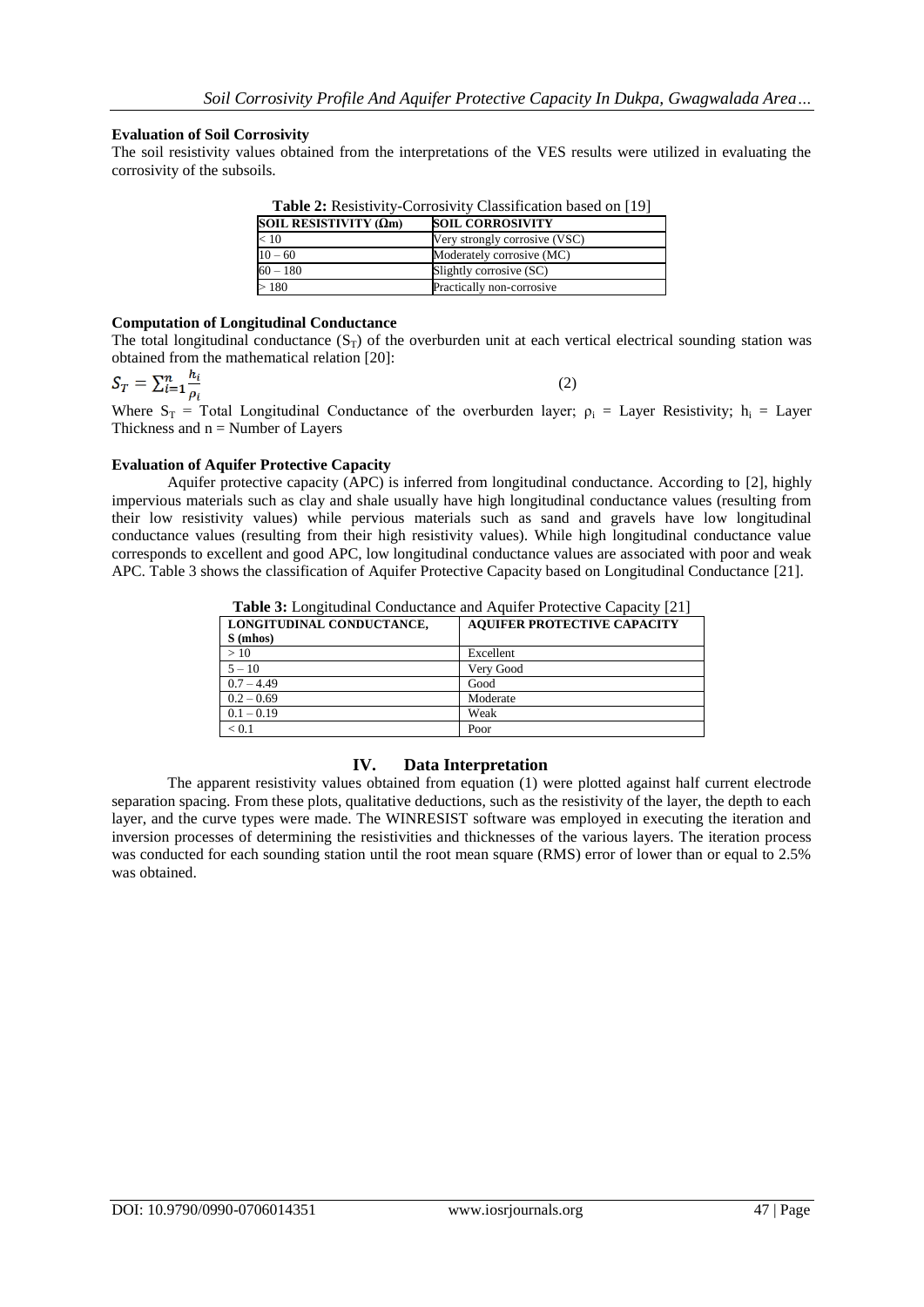**Evaluation of Soil Corrosivity**

The soil resistivity values obtained from the interpretations of the VES results were utilized in evaluating the corrosivity of the subsoils.

**Table 2:** Resistivity-Corrosivity Classification based on [19]

| SOIL RESISTIVITY (Ωm) | SOIL CORROSIVITY |
|---|---|
| < 10 | Very strongly corrosive (VSC) |
| 10 – 60 | Moderately corrosive (MC) |
| 60 – 180 | Slightly corrosive (SC) |
| > 180 | Practically non-corrosive |

**Computation of Longitudinal Conductance**

The total longitudinal conductance ($S_T$) of the overburden unit at each vertical electrical sounding station was obtained from the mathematical relation [20]:

$$S_T = \sum_{i=1}^{n} \frac{h_i}{\rho_i} \qquad (2)$$

Where $S_T$ = Total Longitudinal Conductance of the overburden layer; $\rho_i$ = Layer Resistivity; $h_i$ = Layer Thickness and n = Number of Layers

**Evaluation of Aquifer Protective Capacity**

Aquifer protective capacity (APC) is inferred from longitudinal conductance. According to [2], highly impervious materials such as clay and shale usually have high longitudinal conductance values (resulting from their low resistivity values) while pervious materials such as sand and gravels have low longitudinal conductance values (resulting from their high resistivity values). While high longitudinal conductance value corresponds to excellent and good APC, low longitudinal conductance values are associated with poor and weak APC. Table 3 shows the classification of Aquifer Protective Capacity based on Longitudinal Conductance [21].

**Table 3:** Longitudinal Conductance and Aquifer Protective Capacity [21]

| LONGITUDINAL CONDUCTANCE, S (mhos) | AQUIFER PROTECTIVE CAPACITY |
|---|---|
| > 10 | Excellent |
| 5 – 10 | Very Good |
| 0.7 – 4.49 | Good |
| 0.2 – 0.69 | Moderate |
| 0.1 – 0.19 | Weak |
| < 0.1 | Poor |

## IV. Data Interpretation

The apparent resistivity values obtained from equation (1) were plotted against half current electrode separation spacing. From these plots, qualitative deductions, such as the resistivity of the layer, the depth to each layer, and the curve types were made. The WINRESIST software was employed in executing the iteration and inversion processes of determining the resistivities and thicknesses of the various layers. The iteration process was conducted for each sounding station until the root mean square (RMS) error of lower than or equal to 2.5% was obtained.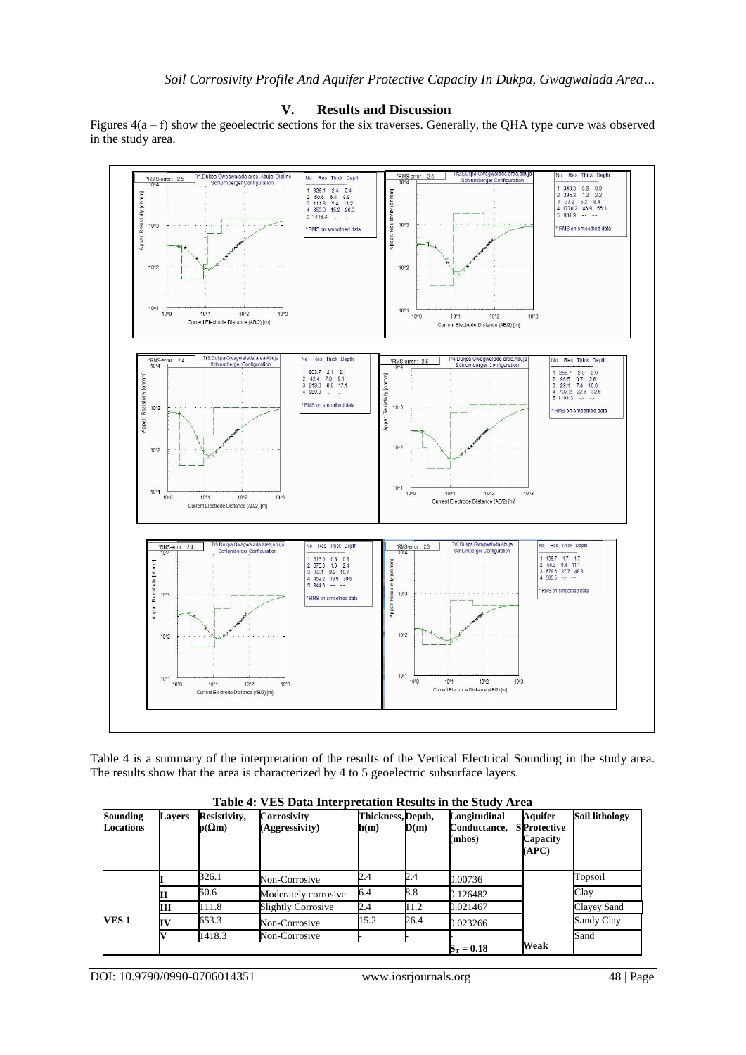## V. Results and Discussion

Figures 4(a – f) show the geoelectric sections for the six traverses. Generally, the QHA type curve was observed in the study area.

Table 4 is a summary of the interpretation of the results of the Vertical Electrical Sounding in the study area. The results show that the area is characterized by 4 to 5 geoelectric subsurface layers.

**Table 4: VES Data Interpretation Results in the Study Area**

| Sounding Locations | Layers | Resistivity, $\rho(\Omega m)$ | Corrosivity (Aggressivity) | Thickness, h(m) | Depth, D(m) | Longitudinal Conductance, S (mhos) | Aquifer Protective Capacity (APC) | Soil lithology |
|---|---|---|---|---|---|---|---|---|
| VES 1 | I | 326.1 | Non-Corrosive | 2.4 | 2.4 | 0.00736 | | Topsoil |
| | II | 50.6 | Moderately corrosive | 6.4 | 8.8 | 0.126482 | | Clay |
| | III | 111.8 | Slightly Corrosive | 2.4 | 11.2 | 0.021467 | | Clayey Sand |
| | IV | 653.3 | Non-Corrosive | 15.2 | 26.4 | 0.023266 | | Sandy Clay |
| | V | 1418.3 | Non-Corrosive | - | - | - | | Sand |
| | | | | | | $S_T = 0.18$ | Weak | |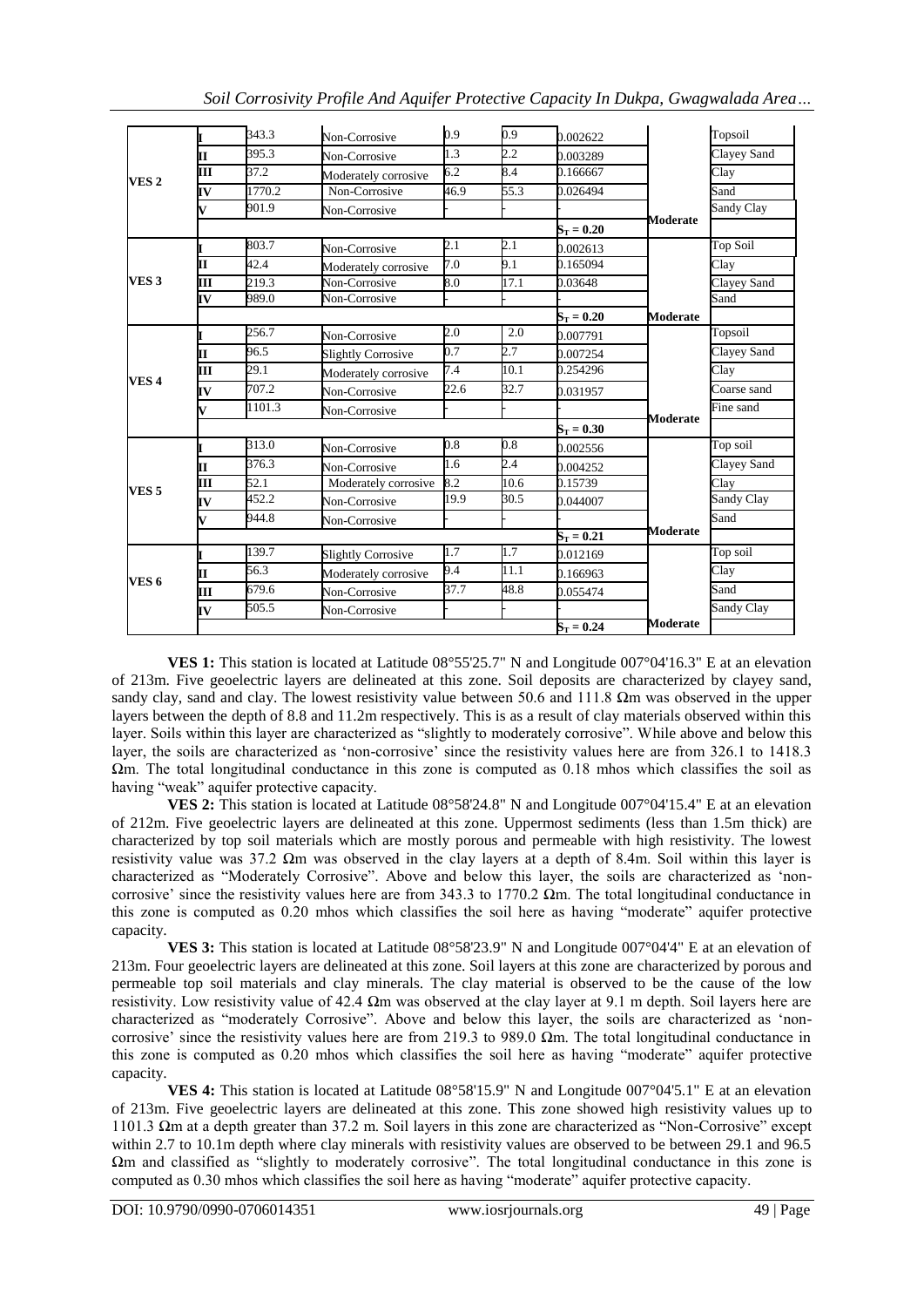| | | | | | | | | |
|---|---|---|---|---|---|---|---|---|
| VES 2 | I | 343.3 | Non-Corrosive | 0.9 | 0.9 | 0.002622 | | Topsoil |
| | II | 395.3 | Non-Corrosive | 1.3 | 2.2 | 0.003289 | | Clayey Sand |
| | III | 37.2 | Moderately corrosive | 6.2 | 8.4 | 0.166667 | | Clay |
| | IV | 1770.2 | Non-Corrosive | 46.9 | 55.3 | 0.026494 | | Sand |
| | V | 901.9 | Non-Corrosive | - | - | | | Sandy Clay |
| | | | | | | $S_T = 0.20$ | Moderate | |
| VES 3 | I | 803.7 | Non-Corrosive | 2.1 | 2.1 | 0.002613 | | Top Soil |
| | II | 42.4 | Moderately corrosive | 7.0 | 9.1 | 0.165094 | | Clay |
| | III | 219.3 | Non-Corrosive | 8.0 | 17.1 | 0.03648 | | Clayey Sand |
| | IV | 989.0 | Non-Corrosive | - | - | | | Sand |
| | | | | | | $S_T = 0.20$ | Moderate | |
| VES 4 | I | 256.7 | Non-Corrosive | 2.0 | 2.0 | 0.007791 | | Topsoil |
| | II | 96.5 | Slightly Corrosive | 0.7 | 2.7 | 0.007254 | | Clayey Sand |
| | III | 29.1 | Moderately corrosive | 7.4 | 10.1 | 0.254296 | | Clay |
| | IV | 707.2 | Non-Corrosive | 22.6 | 32.7 | 0.031957 | | Coarse sand |
| | V | 1101.3 | Non-Corrosive | - | - | | | Fine sand |
| | | | | | | $S_T = 0.30$ | Moderate | |
| VES 5 | I | 313.0 | Non-Corrosive | 0.8 | 0.8 | 0.002556 | | Top soil |
| | II | 376.3 | Non-Corrosive | 1.6 | 2.4 | 0.004252 | | Clayey Sand |
| | III | 52.1 | Moderately corrosive | 8.2 | 10.6 | 0.15739 | | Clay |
| | IV | 452.2 | Non-Corrosive | 19.9 | 30.5 | 0.044007 | | Sandy Clay |
| | V | 944.8 | Non-Corrosive | - | - | | | Sand |
| | | | | | | $S_T = 0.21$ | Moderate | |
| VES 6 | I | 139.7 | Slightly Corrosive | 1.7 | 1.7 | 0.012169 | | Top soil |
| | II | 56.3 | Moderately corrosive | 9.4 | 11.1 | 0.166963 | | Clay |
| | III | 679.6 | Non-Corrosive | 37.7 | 48.8 | 0.055474 | | Sand |
| | IV | 505.5 | Non-Corrosive | - | - | | | Sandy Clay |
| | | | | | | $S_T = 0.24$ | Moderate | |

**VES 1:** This station is located at Latitude 08°55'25.7" N and Longitude 007°04'16.3" E at an elevation of 213m. Five geoelectric layers are delineated at this zone. Soil deposits are characterized by clayey sand, sandy clay, sand and clay. The lowest resistivity value between 50.6 and 111.8 Ωm was observed in the upper layers between the depth of 8.8 and 11.2m respectively. This is as a result of clay materials observed within this layer. Soils within this layer are characterized as "slightly to moderately corrosive". While above and below this layer, the soils are characterized as 'non-corrosive' since the resistivity values here are from 326.1 to 1418.3 Ωm. The total longitudinal conductance in this zone is computed as 0.18 mhos which classifies the soil as having "weak" aquifer protective capacity.

**VES 2:** This station is located at Latitude 08°58'24.8" N and Longitude 007°04'15.4" E at an elevation of 212m. Five geoelectric layers are delineated at this zone. Uppermost sediments (less than 1.5m thick) are characterized by top soil materials which are mostly porous and permeable with high resistivity. The lowest resistivity value was 37.2 Ωm was observed in the clay layers at a depth of 8.4m. Soil within this layer is characterized as "Moderately Corrosive". Above and below this layer, the soils are characterized as 'non-corrosive' since the resistivity values here are from 343.3 to 1770.2 Ωm. The total longitudinal conductance in this zone is computed as 0.20 mhos which classifies the soil here as having "moderate" aquifer protective capacity.

**VES 3:** This station is located at Latitude 08°58'23.9" N and Longitude 007°04'4" E at an elevation of 213m. Four geoelectric layers are delineated at this zone. Soil layers at this zone are characterized by porous and permeable top soil materials and clay minerals. The clay material is observed to be the cause of the low resistivity. Low resistivity value of 42.4 Ωm was observed at the clay layer at 9.1 m depth. Soil layers here are characterized as "moderately Corrosive". Above and below this layer, the soils are characterized as 'non-corrosive' since the resistivity values here are from 219.3 to 989.0 Ωm. The total longitudinal conductance in this zone is computed as 0.20 mhos which classifies the soil here as having "moderate" aquifer protective capacity.

**VES 4:** This station is located at Latitude 08°58'15.9" N and Longitude 007°04'5.1" E at an elevation of 213m. Five geoelectric layers are delineated at this zone. This zone showed high resistivity values up to 1101.3 Ωm at a depth greater than 37.2 m. Soil layers in this zone are characterized as "Non-Corrosive" except within 2.7 to 10.1m depth where clay minerals with resistivity values are observed to be between 29.1 and 96.5 Ωm and classified as "slightly to moderately corrosive". The total longitudinal conductance in this zone is computed as 0.30 mhos which classifies the soil here as having "moderate" aquifer protective capacity.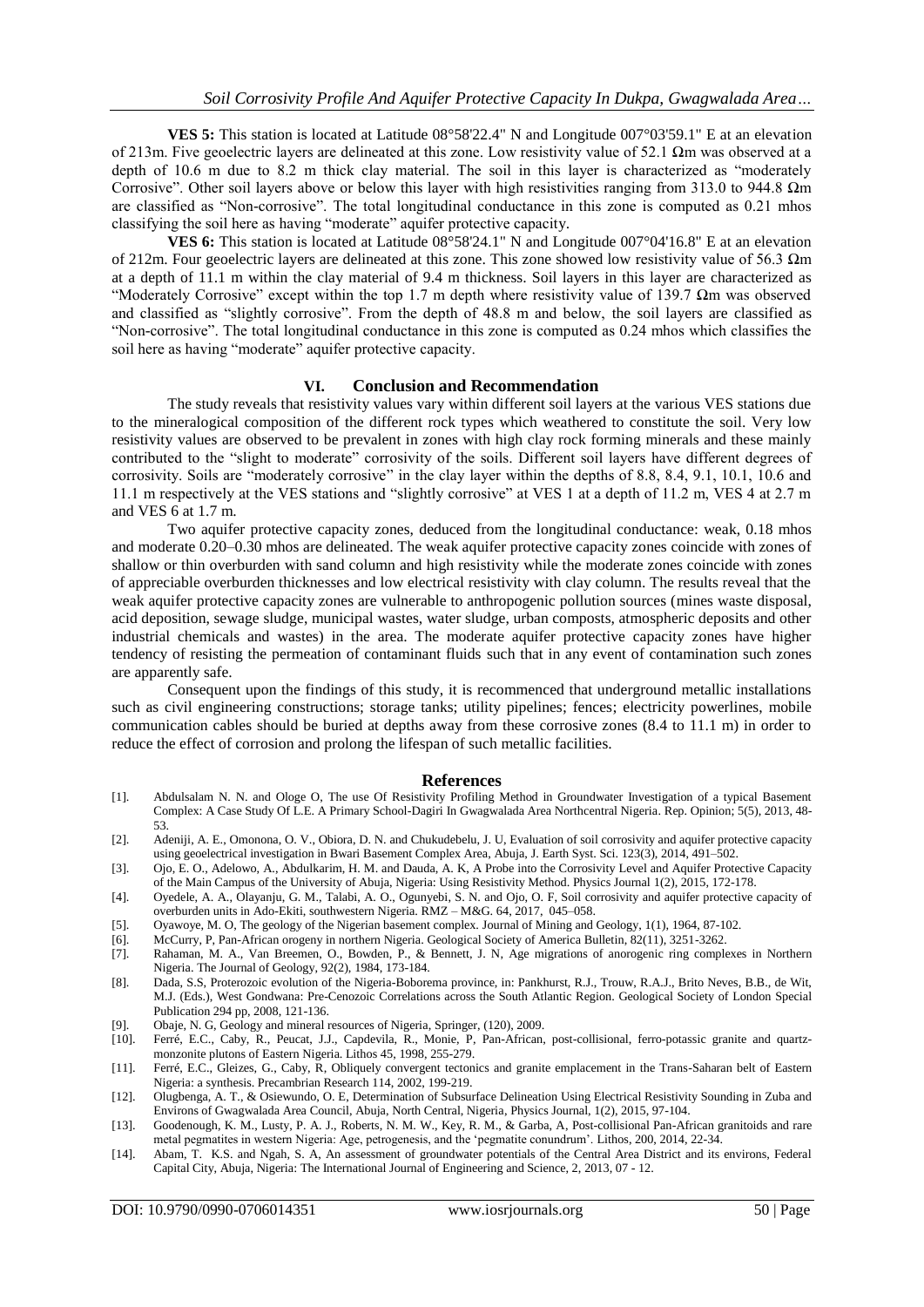**VES 5:** This station is located at Latitude 08°58'22.4" N and Longitude 007°03'59.1" E at an elevation of 213m. Five geoelectric layers are delineated at this zone. Low resistivity value of 52.1 Ωm was observed at a depth of 10.6 m due to 8.2 m thick clay material. The soil in this layer is characterized as "moderately Corrosive". Other soil layers above or below this layer with high resistivities ranging from 313.0 to 944.8 Ωm are classified as "Non-corrosive". The total longitudinal conductance in this zone is computed as 0.21 mhos classifying the soil here as having "moderate" aquifer protective capacity.

**VES 6:** This station is located at Latitude 08°58'24.1" N and Longitude 007°04'16.8" E at an elevation of 212m. Four geoelectric layers are delineated at this zone. This zone showed low resistivity value of 56.3 Ωm at a depth of 11.1 m within the clay material of 9.4 m thickness. Soil layers in this layer are characterized as "Moderately Corrosive" except within the top 1.7 m depth where resistivity value of 139.7 Ωm was observed and classified as "slightly corrosive". From the depth of 48.8 m and below, the soil layers are classified as "Non-corrosive". The total longitudinal conductance in this zone is computed as 0.24 mhos which classifies the soil here as having "moderate" aquifer protective capacity.

## VI. Conclusion and Recommendation

The study reveals that resistivity values vary within different soil layers at the various VES stations due to the mineralogical composition of the different rock types which weathered to constitute the soil. Very low resistivity values are observed to be prevalent in zones with high clay rock forming minerals and these mainly contributed to the "slight to moderate" corrosivity of the soils. Different soil layers have different degrees of corrosivity. Soils are "moderately corrosive" in the clay layer within the depths of 8.8, 8.4, 9.1, 10.1, 10.6 and 11.1 m respectively at the VES stations and "slightly corrosive" at VES 1 at a depth of 11.2 m, VES 4 at 2.7 m and VES 6 at 1.7 m.

Two aquifer protective capacity zones, deduced from the longitudinal conductance: weak, 0.18 mhos and moderate 0.20–0.30 mhos are delineated. The weak aquifer protective capacity zones coincide with zones of shallow or thin overburden with sand column and high resistivity while the moderate zones coincide with zones of appreciable overburden thicknesses and low electrical resistivity with clay column. The results reveal that the weak aquifer protective capacity zones are vulnerable to anthropogenic pollution sources (mines waste disposal, acid deposition, sewage sludge, municipal wastes, water sludge, urban composts, atmospheric deposits and other industrial chemicals and wastes) in the area. The moderate aquifer protective capacity zones have higher tendency of resisting the permeation of contaminant fluids such that in any event of contamination such zones are apparently safe.

Consequent upon the findings of this study, it is recommenced that underground metallic installations such as civil engineering constructions; storage tanks; utility pipelines; fences; electricity powerlines, mobile communication cables should be buried at depths away from these corrosive zones (8.4 to 11.1 m) in order to reduce the effect of corrosion and prolong the lifespan of such metallic facilities.

## References

[1]. Abdulsalam N. N. and Ologe O, The use Of Resistivity Profiling Method in Groundwater Investigation of a typical Basement Complex: A Case Study Of L.E. A Primary School-Dagiri In Gwagwalada Area Northcentral Nigeria. Rep. Opinion; 5(5), 2013, 48-53.

[2]. Adeniji, A. E., Omonona, O. V., Obiora, D. N. and Chukudebelu, J. U, Evaluation of soil corrosivity and aquifer protective capacity using geoelectrical investigation in Bwari Basement Complex Area, Abuja, J. Earth Syst. Sci. 123(3), 2014, 491–502.

[3]. Ojo, E. O., Adelowo, A., Abdulkarim, H. M. and Dauda, A. K, A Probe into the Corrosivity Level and Aquifer Protective Capacity of the Main Campus of the University of Abuja, Nigeria: Using Resistivity Method. Physics Journal 1(2), 2015, 172-178.

[4]. Oyedele, A. A., Olayanju, G. M., Talabi, A. O., Ogunyebi, S. N. and Ojo, O. F, Soil corrosivity and aquifer protective capacity of overburden units in Ado-Ekiti, southwestern Nigeria. RMZ – M&G. 64, 2017, 045–058.

[5]. Oyawoye, M. O, The geology of the Nigerian basement complex. Journal of Mining and Geology, 1(1), 1964, 87-102.

[6]. McCurry, P, Pan-African orogeny in northern Nigeria. Geological Society of America Bulletin, 82(11), 3251-3262.

[7]. Rahaman, M. A., Van Breemen, O., Bowden, P., & Bennett, J. N, Age migrations of anorogenic ring complexes in Northern Nigeria. The Journal of Geology, 92(2), 1984, 173-184.

[8]. Dada, S.S, Proterozoic evolution of the Nigeria-Boborema province, in: Pankhurst, R.J., Trouw, R.A.J., Brito Neves, B.B., de Wit, M.J. (Eds.), West Gondwana: Pre-Cenozoic Correlations across the South Atlantic Region. Geological Society of London Special Publication 294 pp, 2008, 121-136.

[9]. Obaje, N. G, Geology and mineral resources of Nigeria, Springer, (120), 2009.

[10]. Ferré, E.C., Caby, R., Peucat, J.J., Capdevila, R., Monie, P, Pan-African, post-collisional, ferro-potassic granite and quartz-monzonite plutons of Eastern Nigeria. Lithos 45, 1998, 255-279.

[11]. Ferré, E.C., Gleizes, G., Caby, R, Obliquely convergent tectonics and granite emplacement in the Trans-Saharan belt of Eastern Nigeria: a synthesis. Precambrian Research 114, 2002, 199-219.

[12]. Olugbenga, A. T., & Osiewundo, O. E, Determination of Subsurface Delineation Using Electrical Resistivity Sounding in Zuba and Environs of Gwagwalada Area Council, Abuja, North Central, Nigeria, Physics Journal, 1(2), 2015, 97-104.

[13]. Goodenough, K. M., Lusty, P. A. J., Roberts, N. M. W., Key, R. M., & Garba, A, Post-collisional Pan-African granitoids and rare metal pegmatites in western Nigeria: Age, petrogenesis, and the 'pegmatite conundrum'. Lithos, 200, 2014, 22-34.

[14]. Abam, T. K.S. and Ngah, S. A, An assessment of groundwater potentials of the Central Area District and its environs, Federal Capital City, Abuja, Nigeria: The International Journal of Engineering and Science, 2, 2013, 07 - 12.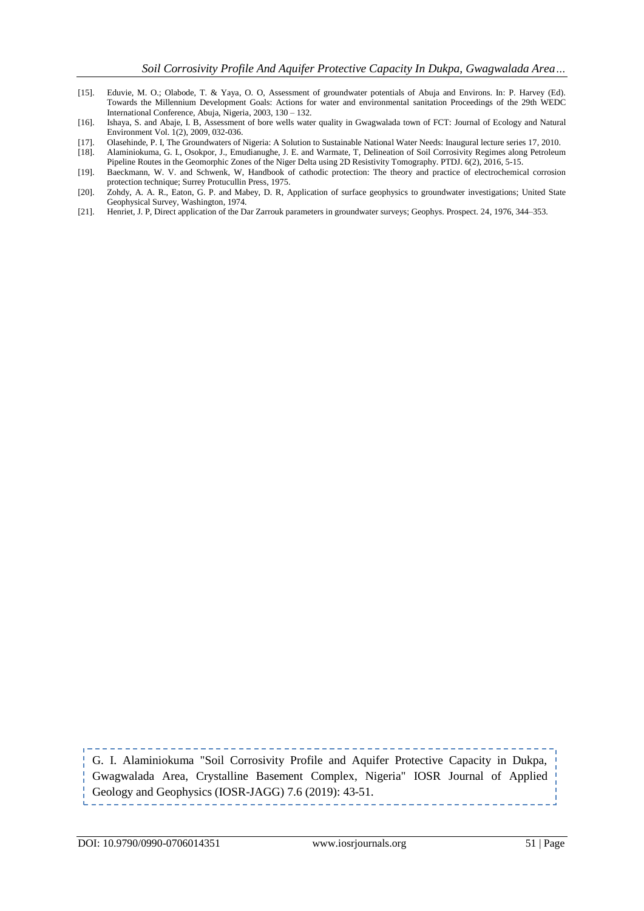[15]. Eduvie, M. O.; Olabode, T. & Yaya, O. O, Assessment of groundwater potentials of Abuja and Environs. In: P. Harvey (Ed). Towards the Millennium Development Goals: Actions for water and environmental sanitation Proceedings of the 29th WEDC International Conference, Abuja, Nigeria, 2003, 130 – 132.

[16]. Ishaya, S. and Abaje, I. B, Assessment of bore wells water quality in Gwagwalada town of FCT: Journal of Ecology and Natural Environment Vol. 1(2), 2009, 032-036.

[17]. Olasehinde, P. I, The Groundwaters of Nigeria: A Solution to Sustainable National Water Needs: Inaugural lecture series 17, 2010.

[18]. Alaminiokuma, G. I., Osokpor, J., Emudianughe, J. E. and Warmate, T, Delineation of Soil Corrosivity Regimes along Petroleum Pipeline Routes in the Geomorphic Zones of the Niger Delta using 2D Resistivity Tomography. PTDJ. 6(2), 2016, 5-15.

[19]. Baeckmann, W. V. and Schwenk, W, Handbook of cathodic protection: The theory and practice of electrochemical corrosion protection technique; Surrey Protucullin Press, 1975.

[20]. Zohdy, A. A. R., Eaton, G. P. and Mabey, D. R, Application of surface geophysics to groundwater investigations; United State Geophysical Survey, Washington, 1974.

[21]. Henriet, J. P, Direct application of the Dar Zarrouk parameters in groundwater surveys; Geophys. Prospect. 24, 1976, 344–353.

G. I. Alaminiokuma "Soil Corrosivity Profile and Aquifer Protective Capacity in Dukpa, Gwagwalada Area, Crystalline Basement Complex, Nigeria" IOSR Journal of Applied Geology and Geophysics (IOSR-JAGG) 7.6 (2019): 43-51.